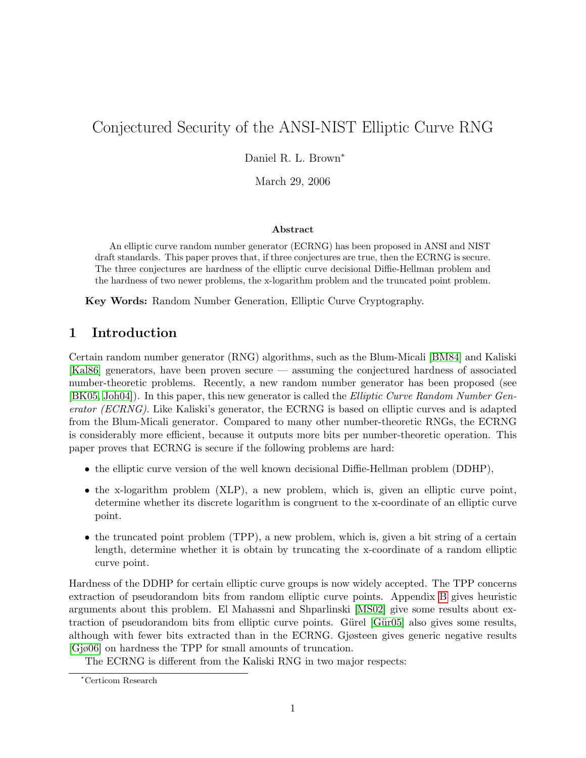// Conjectured Security of the ANSI-NIST Elliptic Curve RNG

Daniel R. L. Brown[*]

March 29, 2006

**Abstract**

An elliptic curve random number generator (ECRNG) has been proposed in ANSI and NIST draft standards. This paper proves that, if three conjectures are true, then the ECRNG is secure. The three conjectures are hardness of the elliptic curve decisional Diffie-Hellman problem and the hardness of two newer problems, the x-logarithm problem and the truncated point problem.

**Key Words:** Random Number Generation, Elliptic Curve Cryptography.

## 1 Introduction

Certain random number generator (RNG) algorithms, such as the Blum-Micali [BM84] and Kaliski [Kal86] generators, have been proven secure — assuming the conjectured hardness of associated number-theoretic problems. Recently, a new random number generator has been proposed (see [BK05, Joh04]). In this paper, this new generator is called the *Elliptic Curve Random Number Generator (ECRNG)*. Like Kaliski's generator, the ECRNG is based on elliptic curves and is adapted from the Blum-Micali generator. Compared to many other number-theoretic RNGs, the ECRNG is considerably more efficient, because it outputs more bits per number-theoretic operation. This paper proves that ECRNG is secure if the following problems are hard:

- the elliptic curve version of the well known decisional Diffie-Hellman problem (DDHP),
- the x-logarithm problem (XLP), a new problem, which is, given an elliptic curve point, determine whether its discrete logarithm is congruent to the x-coordinate of an elliptic curve point.
- the truncated point problem (TPP), a new problem, which is, given a bit string of a certain length, determine whether it is obtain by truncating the x-coordinate of a random elliptic curve point.

Hardness of the DDHP for certain elliptic curve groups is now widely accepted. The TPP concerns extraction of pseudorandom bits from random elliptic curve points. Appendix B gives heuristic arguments about this problem. El Mahassni and Shparlinski [MS02] give some results about extraction of pseudorandom bits from elliptic curve points. Gürel [Gür05] also gives some results, although with fewer bits extracted than in the ECRNG. Gjøsteen gives generic negative results [Gjø06] on hardness the TPP for small amounts of truncation.

The ECRNG is different from the Kaliski RNG in two major respects:

[*] Certicom Research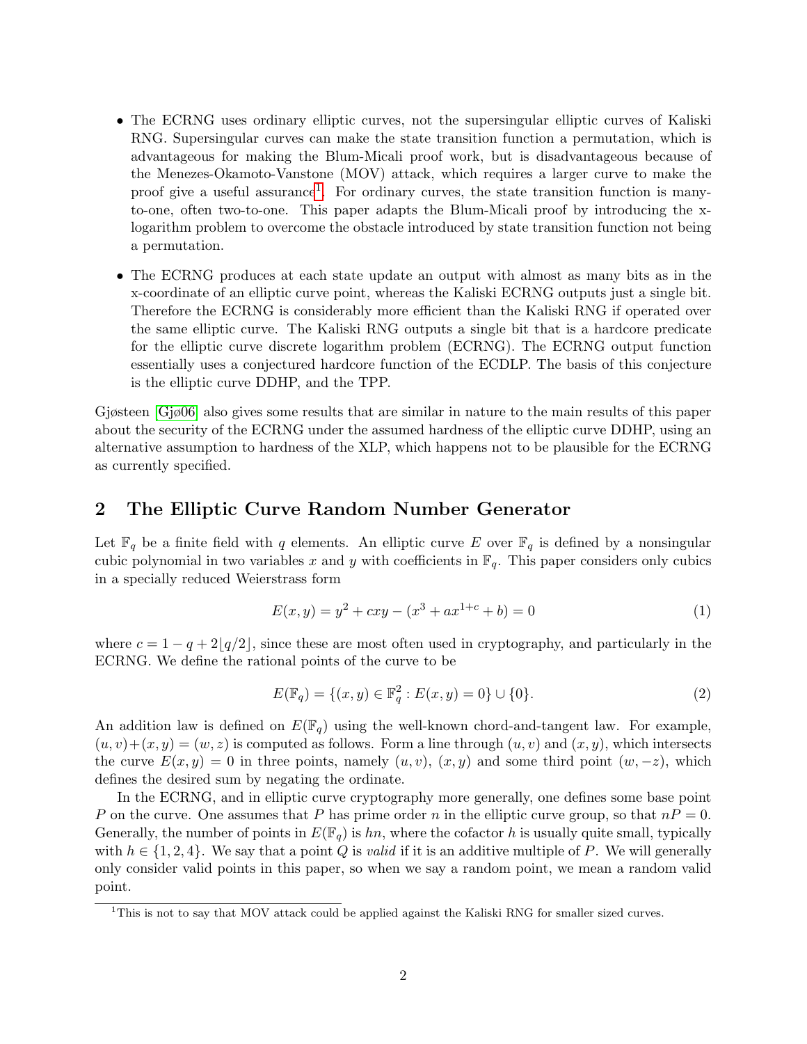- The ECRNG uses ordinary elliptic curves, not the supersingular elliptic curves of Kaliski RNG. Supersingular curves can make the state transition function a permutation, which is advantageous for making the Blum-Micali proof work, but is disadvantageous because of the Menezes-Okamoto-Vanstone (MOV) attack, which requires a larger curve to make the proof give a useful assurance[1]. For ordinary curves, the state transition function is many-to-one, often two-to-one. This paper adapts the Blum-Micali proof by introducing the x-logarithm problem to overcome the obstacle introduced by state transition function not being a permutation.
- The ECRNG produces at each state update an output with almost as many bits as in the x-coordinate of an elliptic curve point, whereas the Kaliski ECRNG outputs just a single bit. Therefore the ECRNG is considerably more efficient than the Kaliski RNG if operated over the same elliptic curve. The Kaliski RNG outputs a single bit that is a hardcore predicate for the elliptic curve discrete logarithm problem (ECRNG). The ECRNG output function essentially uses a conjectured hardcore function of the ECDLP. The basis of this conjecture is the elliptic curve DDHP, and the TPP.

Gjøsteen [Gjø06] also gives some results that are similar in nature to the main results of this paper about the security of the ECRNG under the assumed hardness of the elliptic curve DDHP, using an alternative assumption to hardness of the XLP, which happens not to be plausible for the ECRNG as currently specified.

## 2 The Elliptic Curve Random Number Generator

Let $\mathbb{F}_q$ be a finite field with $q$ elements. An elliptic curve $E$ over $\mathbb{F}_q$ is defined by a nonsingular cubic polynomial in two variables $x$ and $y$ with coefficients in $\mathbb{F}_q$. This paper considers only cubics in a specially reduced Weierstrass form

$$E(x, y) = y^2 + cxy - (x^3 + ax^{1+c} + b) = 0 \tag{1}$$

where $c = 1 - q + 2\lfloor q/2 \rfloor$, since these are most often used in cryptography, and particularly in the ECRNG. We define the rational points of the curve to be

$$E(\mathbb{F}_q) = \{(x, y) \in \mathbb{F}_q^2 : E(x, y) = 0\} \cup \{0\}. \tag{2}$$

An addition law is defined on $E(\mathbb{F}_q)$ using the well-known chord-and-tangent law. For example, $(u, v) + (x, y) = (w, z)$ is computed as follows. Form a line through $(u, v)$ and $(x, y)$, which intersects the curve $E(x, y) = 0$ in three points, namely $(u, v)$, $(x, y)$ and some third point $(w, -z)$, which defines the desired sum by negating the ordinate.

In the ECRNG, and in elliptic curve cryptography more generally, one defines some base point $P$ on the curve. One assumes that $P$ has prime order $n$ in the elliptic curve group, so that $nP = 0$. Generally, the number of points in $E(\mathbb{F}_q)$ is $hn$, where the cofactor $h$ is usually quite small, typically with $h \in \{1, 2, 4\}$. We say that a point $Q$ is *valid* if it is an additive multiple of $P$. We will generally only consider valid points in this paper, so when we say a random point, we mean a random valid point.

[1] This is not to say that MOV attack could be applied against the Kaliski RNG for smaller sized curves.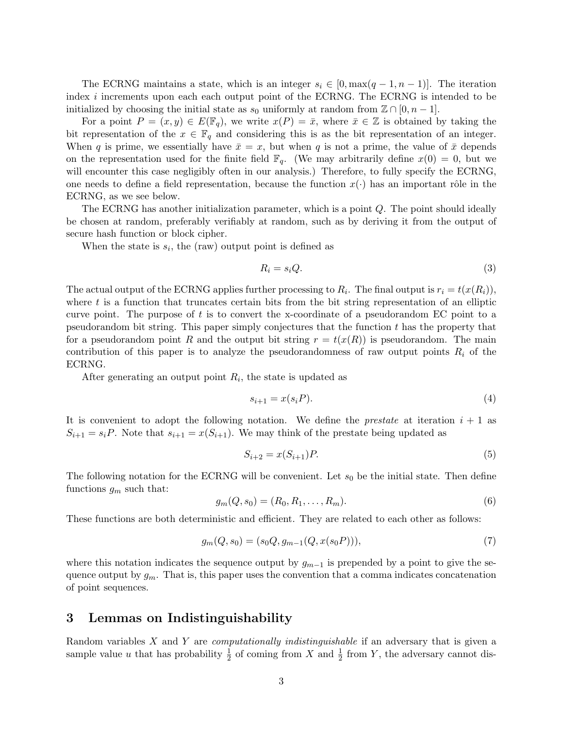The ECRNG maintains a state, which is an integer $s_i \in [0, \max(q-1, n-1)]$. The iteration index $i$ increments upon each each output point of the ECRNG. The ECRNG is intended to be initialized by choosing the initial state as $s_0$ uniformly at random from $\mathbb{Z} \cap [0, n-1]$.

For a point $P = (x, y) \in E(\mathbb{F}_q)$, we write $x(P) = \bar{x}$, where $\bar{x} \in \mathbb{Z}$ is obtained by taking the bit representation of the $x \in \mathbb{F}_q$ and considering this is as the bit representation of an integer. When $q$ is prime, we essentially have $\bar{x} = x$, but when $q$ is not a prime, the value of $\bar{x}$ depends on the representation used for the finite field $\mathbb{F}_q$. (We may arbitrarily define $x(0) = 0$, but we will encounter this case negligibly often in our analysis.) Therefore, to fully specify the ECRNG, one needs to define a field representation, because the function $x(\cdot)$ has an important rôle in the ECRNG, as we see below.

The ECRNG has another initialization parameter, which is a point $Q$. The point should ideally be chosen at random, preferably verifiably at random, such as by deriving it from the output of secure hash function or block cipher.

When the state is $s_i$, the (raw) output point is defined as

$$R_i = s_i Q. \tag{3}$$

The actual output of the ECRNG applies further processing to $R_i$. The final output is $r_i = t(x(R_i))$, where $t$ is a function that truncates certain bits from the bit string representation of an elliptic curve point. The purpose of $t$ is to convert the x-coordinate of a pseudorandom EC point to a pseudorandom bit string. This paper simply conjectures that the function $t$ has the property that for a pseudorandom point $R$ and the output bit string $r = t(x(R))$ is pseudorandom. The main contribution of this paper is to analyze the pseudorandomness of raw output points $R_i$ of the ECRNG.

After generating an output point $R_i$, the state is updated as

$$s_{i+1} = x(s_i P). \tag{4}$$

It is convenient to adopt the following notation. We define the *prestate* at iteration $i+1$ as $S_{i+1} = s_i P$. Note that $s_{i+1} = x(S_{i+1})$. We may think of the prestate being updated as

$$S_{i+2} = x(S_{i+1})P. \tag{5}$$

The following notation for the ECRNG will be convenient. Let $s_0$ be the initial state. Then define functions $g_m$ such that:

$$g_m(Q, s_0) = (R_0, R_1, \ldots, R_m). \tag{6}$$

These functions are both deterministic and efficient. They are related to each other as follows:

$$g_m(Q, s_0) = (s_0 Q, g_{m-1}(Q, x(s_0 P))), \tag{7}$$

where this notation indicates the sequence output by $g_{m-1}$ is prepended by a point to give the sequence output by $g_m$. That is, this paper uses the convention that a comma indicates concatenation of point sequences.

## 3 Lemmas on Indistinguishability

Random variables $X$ and $Y$ are *computationally indistinguishable* if an adversary that is given a sample value $u$ that has probability $\frac{1}{2}$ of coming from $X$ and $\frac{1}{2}$ from $Y$, the adversary cannot dis-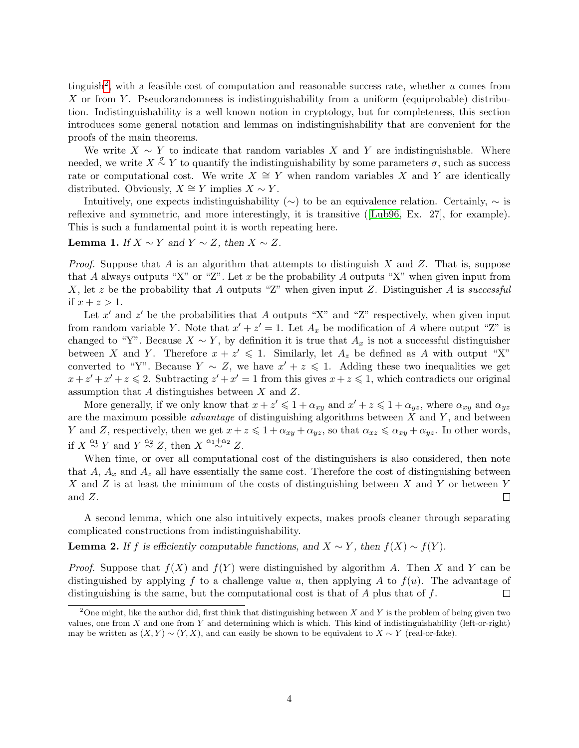tinguish[2], with a feasible cost of computation and reasonable success rate, whether $u$ comes from $X$ or from $Y$. Pseudorandomness is indistinguishability from a uniform (equiprobable) distribution. Indistinguishability is a well known notion in cryptology, but for completeness, this section introduces some general notation and lemmas on indistinguishability that are convenient for the proofs of the main theorems.

We write $X \sim Y$ to indicate that random variables $X$ and $Y$ are indistinguishable. Where needed, we write $X \overset{\sigma}{\sim} Y$ to quantify the indistinguishability by some parameters $\sigma$, such as success rate or computational cost. We write $X \cong Y$ when random variables $X$ and $Y$ are identically distributed. Obviously, $X \cong Y$ implies $X \sim Y$.

Intuitively, one expects indistinguishability ($\sim$) to be an equivalence relation. Certainly, $\sim$ is reflexive and symmetric, and more interestingly, it is transitive ([Lub96, Ex. 27], for example). This is such a fundamental point it is worth repeating here.

**Lemma 1.** *If $X \sim Y$ and $Y \sim Z$, then $X \sim Z$.*

*Proof.* Suppose that $A$ is an algorithm that attempts to distinguish $X$ and $Z$. That is, suppose that $A$ always outputs "X" or "Z". Let $x$ be the probability $A$ outputs "X" when given input from $X$, let $z$ be the probability that $A$ outputs "Z" when given input $Z$. Distinguisher $A$ is *successful* if $x + z > 1$.

Let $x'$ and $z'$ be the probabilities that $A$ outputs "X" and "Z" respectively, when given input from random variable $Y$. Note that $x' + z' = 1$. Let $A_x$ be modification of $A$ where output "Z" is changed to "Y". Because $X \sim Y$, by definition it is true that $A_x$ is not a successful distinguisher between $X$ and $Y$. Therefore $x + z' \leqslant 1$. Similarly, let $A_z$ be defined as $A$ with output "X" converted to "Y". Because $Y \sim Z$, we have $x' + z \leqslant 1$. Adding these two inequalities we get $x + z' + x' + z \leqslant 2$. Subtracting $z' + x' = 1$ from this gives $x + z \leqslant 1$, which contradicts our original assumption that $A$ distinguishes between $X$ and $Z$.

More generally, if we only know that $x + z' \leqslant 1 + \alpha_{xy}$ and $x' + z \leqslant 1 + \alpha_{yz}$, where $\alpha_{xy}$ and $\alpha_{yz}$ are the maximum possible *advantage* of distinguishing algorithms between $X$ and $Y$, and between $Y$ and $Z$, respectively, then we get $x + z \leqslant 1 + \alpha_{xy} + \alpha_{yz}$, so that $\alpha_{xz} \leqslant \alpha_{xy} + \alpha_{yz}$. In other words, if $X \overset{\alpha_1}{\sim} Y$ and $Y \overset{\alpha_2}{\sim} Z$, then $X \overset{\alpha_1+\alpha_2}{\sim} Z$.

When time, or over all computational cost of the distinguishers is also considered, then note that $A$, $A_x$ and $A_z$ all have essentially the same cost. Therefore the cost of distinguishing between $X$ and $Z$ is at least the minimum of the costs of distinguishing between $X$ and $Y$ or between $Y$ and $Z$. ∎

A second lemma, which one also intuitively expects, makes proofs cleaner through separating complicated constructions from indistinguishability.

**Lemma 2.** *If $f$ is efficiently computable functions, and $X \sim Y$, then $f(X) \sim f(Y)$.*

*Proof.* Suppose that $f(X)$ and $f(Y)$ were distinguished by algorithm $A$. Then $X$ and $Y$ can be distinguished by applying $f$ to a challenge value $u$, then applying $A$ to $f(u)$. The advantage of distinguishing is the same, but the computational cost is that of $A$ plus that of $f$. ∎

[2] One might, like the author did, first think that distinguishing between $X$ and $Y$ is the problem of being given two values, one from $X$ and one from $Y$ and determining which is which. This kind of indistinguishability (left-or-right) may be written as $(X, Y) \sim (Y, X)$, and can easily be shown to be equivalent to $X \sim Y$ (real-or-fake).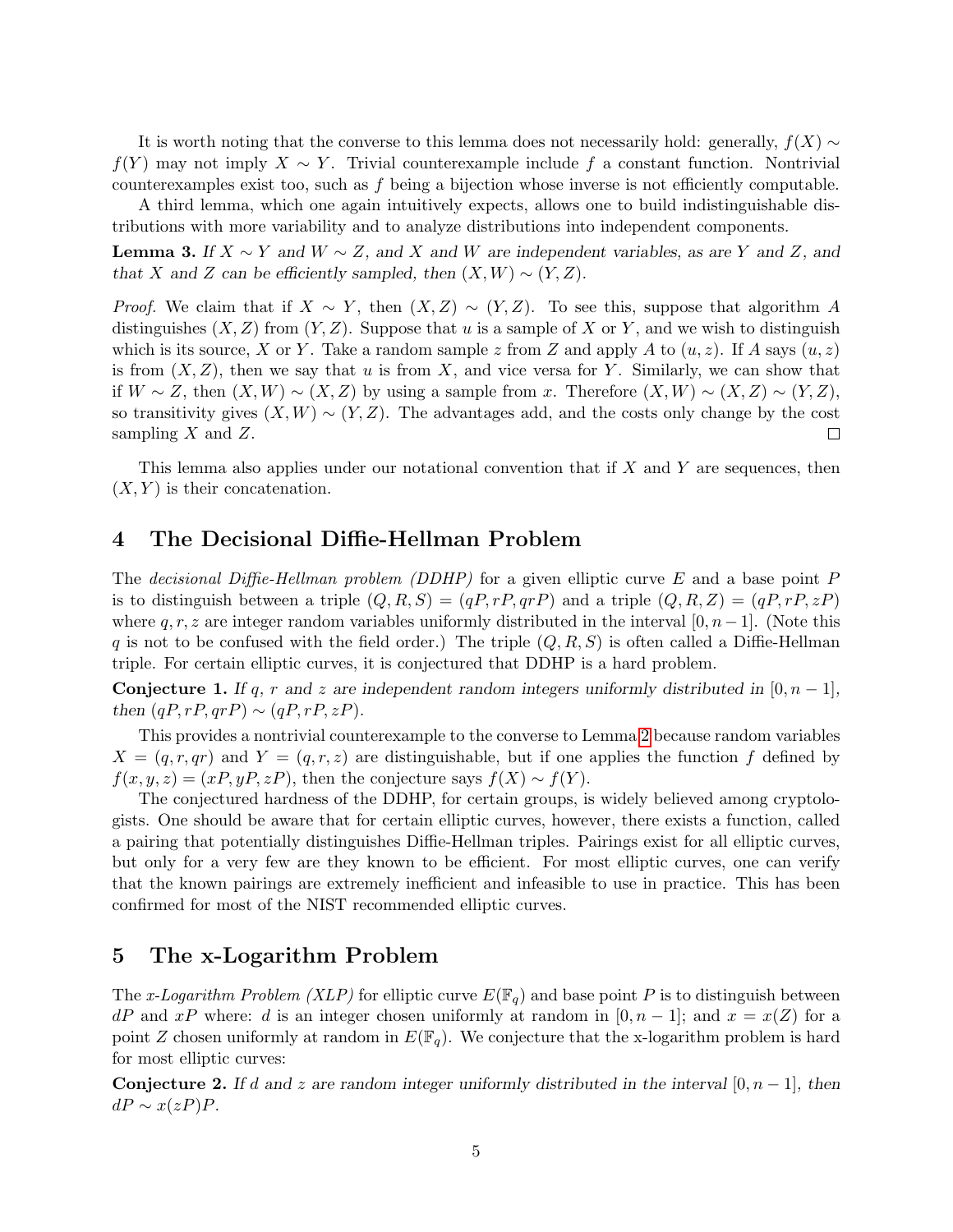It is worth noting that the converse to this lemma does not necessarily hold: generally, $f(X) \sim f(Y)$ may not imply $X \sim Y$. Trivial counterexample include $f$ a constant function. Nontrivial counterexamples exist too, such as $f$ being a bijection whose inverse is not efficiently computable.

A third lemma, which one again intuitively expects, allows one to build indistinguishable distributions with more variability and to analyze distributions into independent components.

**Lemma 3.** *If $X \sim Y$ and $W \sim Z$, and $X$ and $W$ are independent variables, as are $Y$ and $Z$, and that $X$ and $Z$ can be efficiently sampled, then $(X, W) \sim (Y, Z)$.*

*Proof.* We claim that if $X \sim Y$, then $(X, Z) \sim (Y, Z)$. To see this, suppose that algorithm $A$ distinguishes $(X, Z)$ from $(Y, Z)$. Suppose that $u$ is a sample of $X$ or $Y$, and we wish to distinguish which is its source, $X$ or $Y$. Take a random sample $z$ from $Z$ and apply $A$ to $(u, z)$. If $A$ says $(u, z)$ is from $(X, Z)$, then we say that $u$ is from $X$, and vice versa for $Y$. Similarly, we can show that if $W \sim Z$, then $(X, W) \sim (X, Z)$ by using a sample from $x$. Therefore $(X, W) \sim (X, Z) \sim (Y, Z)$, so transitivity gives $(X, W) \sim (Y, Z)$. The advantages add, and the costs only change by the cost sampling $X$ and $Z$. ∎

This lemma also applies under our notational convention that if $X$ and $Y$ are sequences, then $(X, Y)$ is their concatenation.

## 4 The Decisional Diffie-Hellman Problem

The *decisional Diffie-Hellman problem (DDHP)* for a given elliptic curve $E$ and a base point $P$ is to distinguish between a triple $(Q, R, S) = (qP, rP, qrP)$ and a triple $(Q, R, Z) = (qP, rP, zP)$ where $q, r, z$ are integer random variables uniformly distributed in the interval $[0, n-1]$. (Note this $q$ is not to be confused with the field order.) The triple $(Q, R, S)$ is often called a Diffie-Hellman triple. For certain elliptic curves, it is conjectured that DDHP is a hard problem.

**Conjecture 1.** *If $q$, $r$ and $z$ are independent random integers uniformly distributed in $[0, n-1]$, then $(qP, rP, qrP) \sim (qP, rP, zP)$.*

This provides a nontrivial counterexample to the converse to Lemma 2 because random variables $X = (q, r, qr)$ and $Y = (q, r, z)$ are distinguishable, but if one applies the function $f$ defined by $f(x, y, z) = (xP, yP, zP)$, then the conjecture says $f(X) \sim f(Y)$.

The conjectured hardness of the DDHP, for certain groups, is widely believed among cryptologists. One should be aware that for certain elliptic curves, however, there exists a function, called a pairing that potentially distinguishes Diffie-Hellman triples. Pairings exist for all elliptic curves, but only for a very few are they known to be efficient. For most elliptic curves, one can verify that the known pairings are extremely inefficient and infeasible to use in practice. This has been confirmed for most of the NIST recommended elliptic curves.

## 5 The x-Logarithm Problem

The *x-Logarithm Problem (XLP)* for elliptic curve $E(\mathbb{F}_q)$ and base point $P$ is to distinguish between $dP$ and $xP$ where: $d$ is an integer chosen uniformly at random in $[0, n-1]$; and $x = x(Z)$ for a point $Z$ chosen uniformly at random in $E(\mathbb{F}_q)$. We conjecture that the x-logarithm problem is hard for most elliptic curves:

**Conjecture 2.** *If $d$ and $z$ are random integer uniformly distributed in the interval $[0, n-1]$, then $dP \sim x(zP)P$.*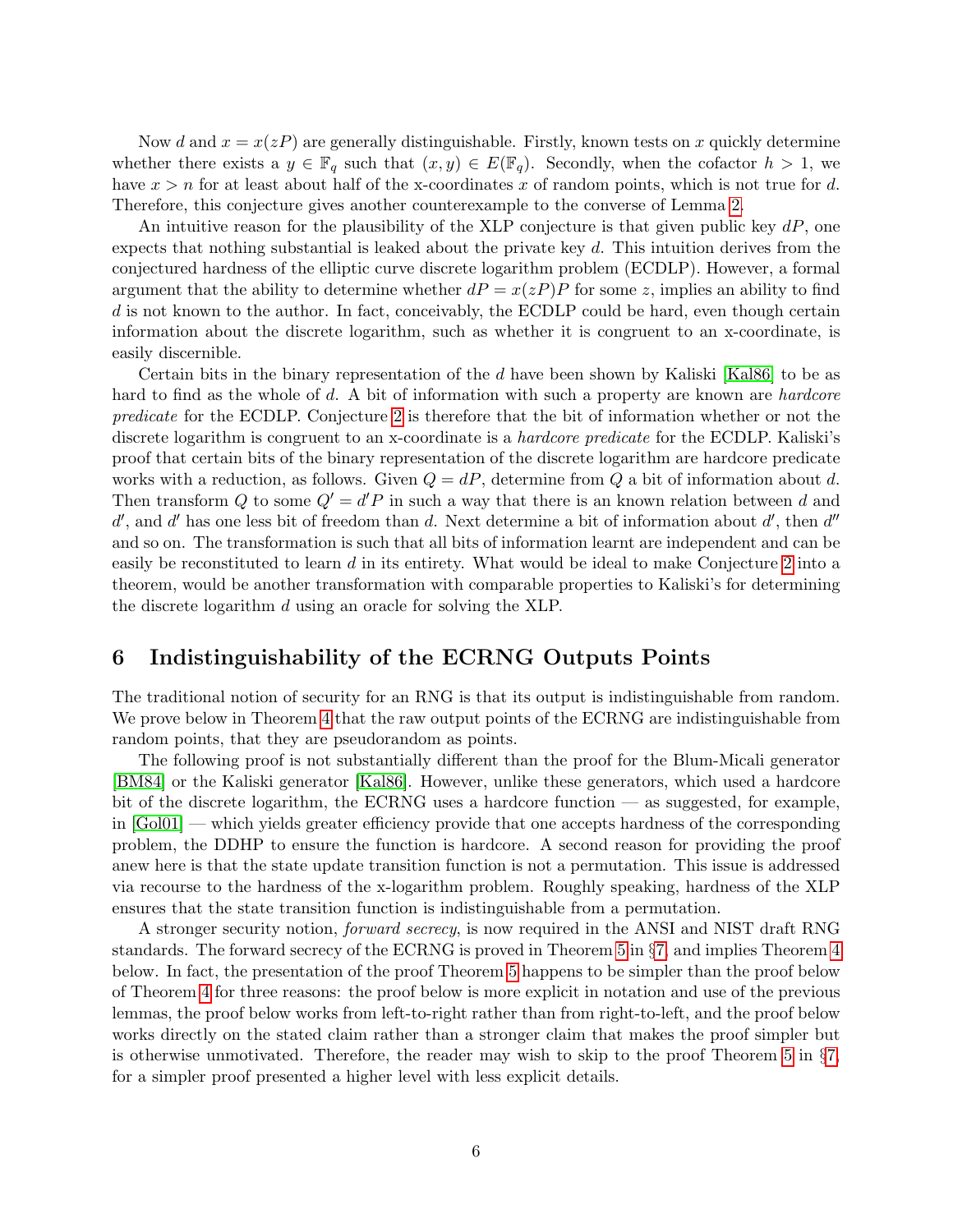Now $d$ and $x = x(zP)$ are generally distinguishable. Firstly, known tests on $x$ quickly determine whether there exists a $y \in \mathbb{F}_q$ such that $(x, y) \in E(\mathbb{F}_q)$. Secondly, when the cofactor $h > 1$, we have $x > n$ for at least about half of the x-coordinates $x$ of random points, which is not true for $d$. Therefore, this conjecture gives another counterexample to the converse of Lemma 2.

An intuitive reason for the plausibility of the XLP conjecture is that given public key $dP$, one expects that nothing substantial is leaked about the private key $d$. This intuition derives from the conjectured hardness of the elliptic curve discrete logarithm problem (ECDLP). However, a formal argument that the ability to determine whether $dP = x(zP)P$ for some $z$, implies an ability to find $d$ is not known to the author. In fact, conceivably, the ECDLP could be hard, even though certain information about the discrete logarithm, such as whether it is congruent to an x-coordinate, is easily discernible.

Certain bits in the binary representation of the $d$ have been shown by Kaliski [Kal86] to be as hard to find as the whole of $d$. A bit of information with such a property are known are *hardcore predicate* for the ECDLP. Conjecture 2 is therefore that the bit of information whether or not the discrete logarithm is congruent to an x-coordinate is a *hardcore predicate* for the ECDLP. Kaliski's proof that certain bits of the binary representation of the discrete logarithm are hardcore predicate works with a reduction, as follows. Given $Q = dP$, determine from $Q$ a bit of information about $d$. Then transform $Q$ to some $Q' = d'P$ in such a way that there is an known relation between $d$ and $d'$, and $d'$ has one less bit of freedom than $d$. Next determine a bit of information about $d'$, then $d''$ and so on. The transformation is such that all bits of information learnt are independent and can be easily be reconstituted to learn $d$ in its entirety. What would be ideal to make Conjecture 2 into a theorem, would be another transformation with comparable properties to Kaliski's for determining the discrete logarithm $d$ using an oracle for solving the XLP.

## 6 Indistinguishability of the ECRNG Outputs Points

The traditional notion of security for an RNG is that its output is indistinguishable from random. We prove below in Theorem 4 that the raw output points of the ECRNG are indistinguishable from random points, that they are pseudorandom as points.

The following proof is not substantially different than the proof for the Blum-Micali generator [BM84] or the Kaliski generator [Kal86]. However, unlike these generators, which used a hardcore bit of the discrete logarithm, the ECRNG uses a hardcore function — as suggested, for example, in [Gol01] — which yields greater efficiency provide that one accepts hardness of the corresponding problem, the DDHP to ensure the function is hardcore. A second reason for providing the proof anew here is that the state update transition function is not a permutation. This issue is addressed via recourse to the hardness of the x-logarithm problem. Roughly speaking, hardness of the XLP ensures that the state transition function is indistinguishable from a permutation.

A stronger security notion, *forward secrecy*, is now required in the ANSI and NIST draft RNG standards. The forward secrecy of the ECRNG is proved in Theorem 5 in §7, and implies Theorem 4 below. In fact, the presentation of the proof Theorem 5 happens to be simpler than the proof below of Theorem 4 for three reasons: the proof below is more explicit in notation and use of the previous lemmas, the proof below works from left-to-right rather than from right-to-left, and the proof below works directly on the stated claim rather than a stronger claim that makes the proof simpler but is otherwise unmotivated. Therefore, the reader may wish to skip to the proof Theorem 5 in §7, for a simpler proof presented a higher level with less explicit details.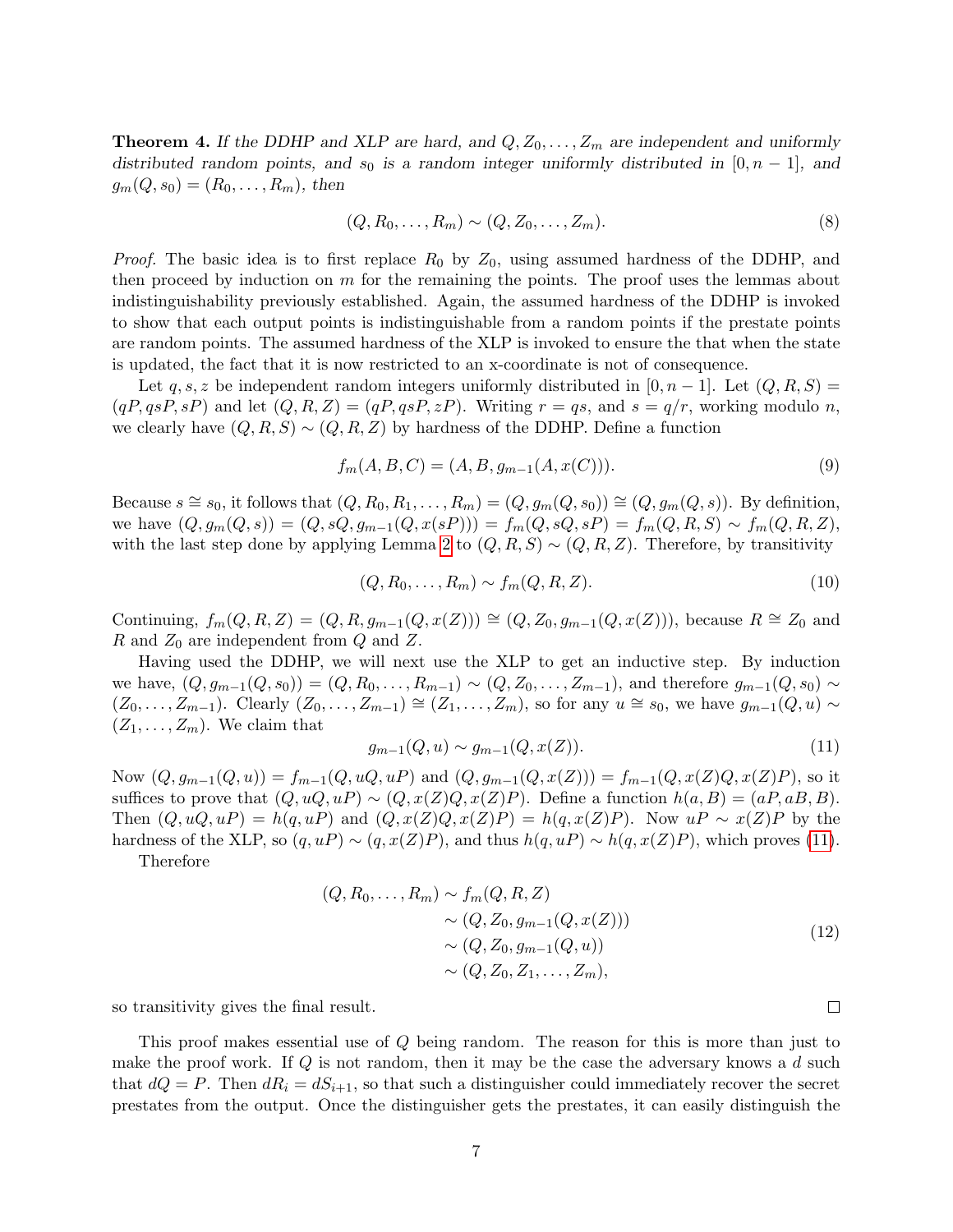**Theorem 4.** *If the DDHP and XLP are hard, and $Q, Z_0, \ldots, Z_m$ are independent and uniformly distributed random points, and $s_0$ is a random integer uniformly distributed in $[0, n-1]$, and $g_m(Q, s_0) = (R_0, \ldots, R_m)$, then*

$$(Q, R_0, \ldots, R_m) \sim (Q, Z_0, \ldots, Z_m). \tag{8}$$

*Proof.* The basic idea is to first replace $R_0$ by $Z_0$, using assumed hardness of the DDHP, and then proceed by induction on $m$ for the remaining the points. The proof uses the lemmas about indistinguishability previously established. Again, the assumed hardness of the DDHP is invoked to show that each output points is indistinguishable from a random points if the prestate points are random points. The assumed hardness of the XLP is invoked to ensure the that when the state is updated, the fact that it is now restricted to an x-coordinate is not of consequence.

Let $q, s, z$ be independent random integers uniformly distributed in $[0, n-1]$. Let $(Q, R, S) = (qP, qsP, sP)$ and let $(Q, R, Z) = (qP, qsP, zP)$. Writing $r = qs$, and $s = q/r$, working modulo $n$, we clearly have $(Q, R, S) \sim (Q, R, Z)$ by hardness of the DDHP. Define a function

$$f_m(A, B, C) = (A, B, g_{m-1}(A, x(C))). \tag{9}$$

Because $s \cong s_0$, it follows that $(Q, R_0, R_1, \ldots, R_m) = (Q, g_m(Q, s_0)) \cong (Q, g_m(Q, s))$. By definition, we have $(Q, g_m(Q, s)) = (Q, sQ, g_{m-1}(Q, x(sP))) = f_m(Q, sQ, sP) = f_m(Q, R, S) \sim f_m(Q, R, Z)$, with the last step done by applying Lemma 2 to $(Q, R, S) \sim (Q, R, Z)$. Therefore, by transitivity

$$(Q, R_0, \ldots, R_m) \sim f_m(Q, R, Z). \tag{10}$$

Continuing, $f_m(Q, R, Z) = (Q, R, g_{m-1}(Q, x(Z))) \cong (Q, Z_0, g_{m-1}(Q, x(Z)))$, because $R \cong Z_0$ and $R$ and $Z_0$ are independent from $Q$ and $Z$.

Having used the DDHP, we will next use the XLP to get an inductive step. By induction we have, $(Q, g_{m-1}(Q, s_0)) = (Q, R_0, \ldots, R_{m-1}) \sim (Q, Z_0, \ldots, Z_{m-1})$, and therefore $g_{m-1}(Q, s_0) \sim (Z_0, \ldots, Z_{m-1})$. Clearly $(Z_0, \ldots, Z_{m-1}) \cong (Z_1, \ldots, Z_m)$, so for any $u \cong s_0$, we have $g_{m-1}(Q, u) \sim (Z_1, \ldots, Z_m)$. We claim that

$$g_{m-1}(Q, u) \sim g_{m-1}(Q, x(Z)). \tag{11}$$

Now $(Q, g_{m-1}(Q, u)) = f_{m-1}(Q, uQ, uP)$ and $(Q, g_{m-1}(Q, x(Z))) = f_{m-1}(Q, x(Z)Q, x(Z)P)$, so it suffices to prove that $(Q, uQ, uP) \sim (Q, x(Z)Q, x(Z)P)$. Define a function $h(a, B) = (aP, aB, B)$. Then $(Q, uQ, uP) = h(q, uP)$ and $(Q, x(Z)Q, x(Z)P) = h(q, x(Z)P)$. Now $uP \sim x(Z)P$ by the hardness of the XLP, so $(q, uP) \sim (q, x(Z)P)$, and thus $h(q, uP) \sim h(q, x(Z)P)$, which proves (11).

Therefore

$$\begin{aligned}
(Q, R_0, \ldots, R_m) &\sim f_m(Q, R, Z) \\
&\sim (Q, Z_0, g_{m-1}(Q, x(Z))) \\
&\sim (Q, Z_0, g_{m-1}(Q, u)) \\
&\sim (Q, Z_0, Z_1, \ldots, Z_m),
\end{aligned} \tag{12}$$

so transitivity gives the final result. $\square$

This proof makes essential use of $Q$ being random. The reason for this is more than just to make the proof work. If $Q$ is not random, then it may be the case the adversary knows a $d$ such that $dQ = P$. Then $dR_i = dS_{i+1}$, so that such a distinguisher could immediately recover the secret prestates from the output. Once the distinguisher gets the prestates, it can easily distinguish the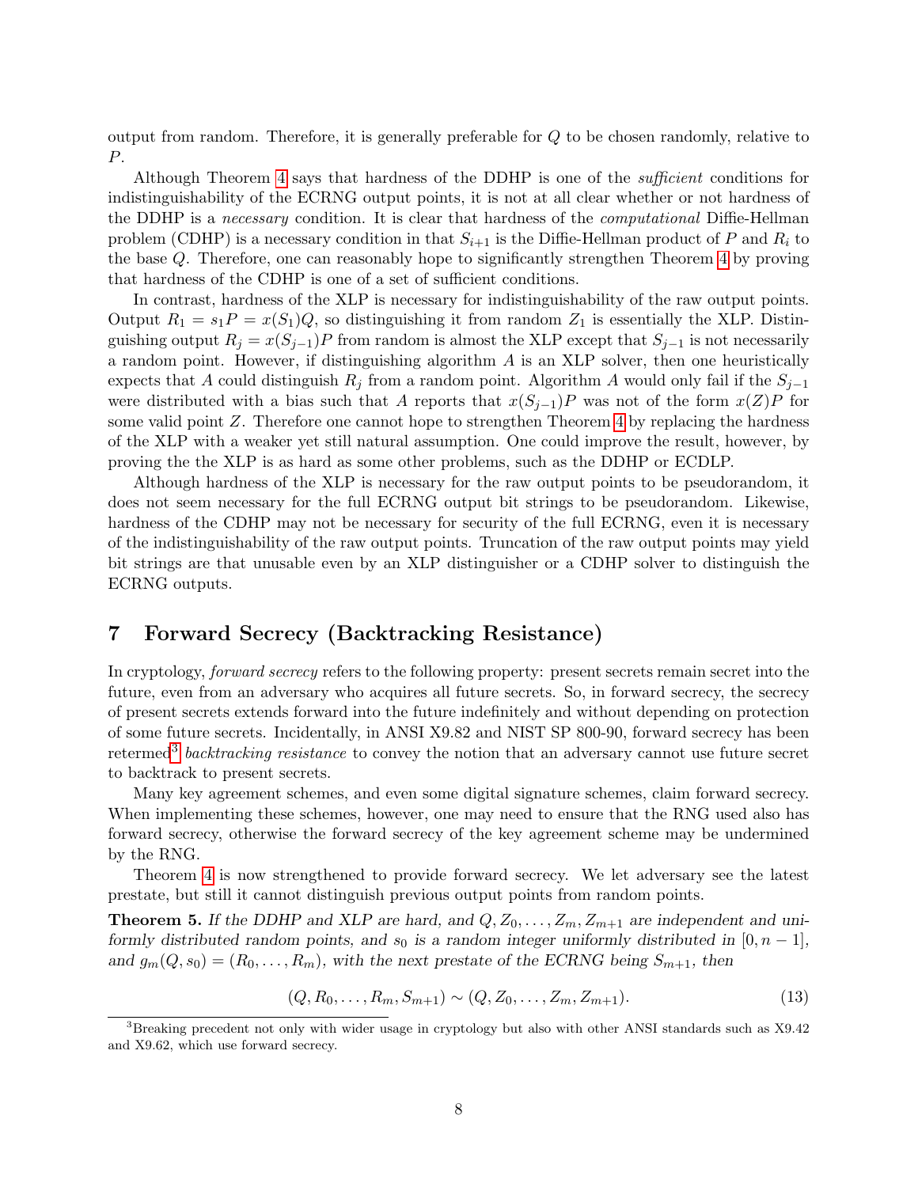output from random. Therefore, it is generally preferable for $Q$ to be chosen randomly, relative to $P$.

Although Theorem 4 says that hardness of the DDHP is one of the *sufficient* conditions for indistinguishability of the ECRNG output points, it is not at all clear whether or not hardness of the DDHP is a *necessary* condition. It is clear that hardness of the *computational* Diffie-Hellman problem (CDHP) is a necessary condition in that $S_{i+1}$ is the Diffie-Hellman product of $P$ and $R_i$ to the base $Q$. Therefore, one can reasonably hope to significantly strengthen Theorem 4 by proving that hardness of the CDHP is one of a set of sufficient conditions.

In contrast, hardness of the XLP is necessary for indistinguishability of the raw output points. Output $R_1 = s_1 P = x(S_1)Q$, so distinguishing it from random $Z_1$ is essentially the XLP. Distinguishing output $R_j = x(S_{j-1})P$ from random is almost the XLP except that $S_{j-1}$ is not necessarily a random point. However, if distinguishing algorithm $A$ is an XLP solver, then one heuristically expects that $A$ could distinguish $R_j$ from a random point. Algorithm $A$ would only fail if the $S_{j-1}$ were distributed with a bias such that $A$ reports that $x(S_{j-1})P$ was not of the form $x(Z)P$ for some valid point $Z$. Therefore one cannot hope to strengthen Theorem 4 by replacing the hardness of the XLP with a weaker yet still natural assumption. One could improve the result, however, by proving the the XLP is as hard as some other problems, such as the DDHP or ECDLP.

Although hardness of the XLP is necessary for the raw output points to be pseudorandom, it does not seem necessary for the full ECRNG output bit strings to be pseudorandom. Likewise, hardness of the CDHP may not be necessary for security of the full ECRNG, even it is necessary of the indistinguishability of the raw output points. Truncation of the raw output points may yield bit strings are that unusable even by an XLP distinguisher or a CDHP solver to distinguish the ECRNG outputs.

## 7 Forward Secrecy (Backtracking Resistance)

In cryptology, *forward secrecy* refers to the following property: present secrets remain secret into the future, even from an adversary who acquires all future secrets. So, in forward secrecy, the secrecy of present secrets extends forward into the future indefinitely and without depending on protection of some future secrets. Incidentally, in ANSI X9.82 and NIST SP 800-90, forward secrecy has been retermed[3] *backtracking resistance* to convey the notion that an adversary cannot use future secret to backtrack to present secrets.

Many key agreement schemes, and even some digital signature schemes, claim forward secrecy. When implementing these schemes, however, one may need to ensure that the RNG used also has forward secrecy, otherwise the forward secrecy of the key agreement scheme may be undermined by the RNG.

Theorem 4 is now strengthened to provide forward secrecy. We let adversary see the latest prestate, but still it cannot distinguish previous output points from random points.

**Theorem 5.** *If the DDHP and XLP are hard, and $Q, Z_0, \ldots, Z_m, Z_{m+1}$ are independent and uniformly distributed random points, and $s_0$ is a random integer uniformly distributed in $[0, n-1]$, and $g_m(Q, s_0) = (R_0, \ldots, R_m)$, with the next prestate of the ECRNG being $S_{m+1}$, then*

$$(Q, R_0, \ldots, R_m, S_{m+1}) \sim (Q, Z_0, \ldots, Z_m, Z_{m+1}). \tag{13}$$

[3] Breaking precedent not only with wider usage in cryptology but also with other ANSI standards such as X9.42 and X9.62, which use forward secrecy.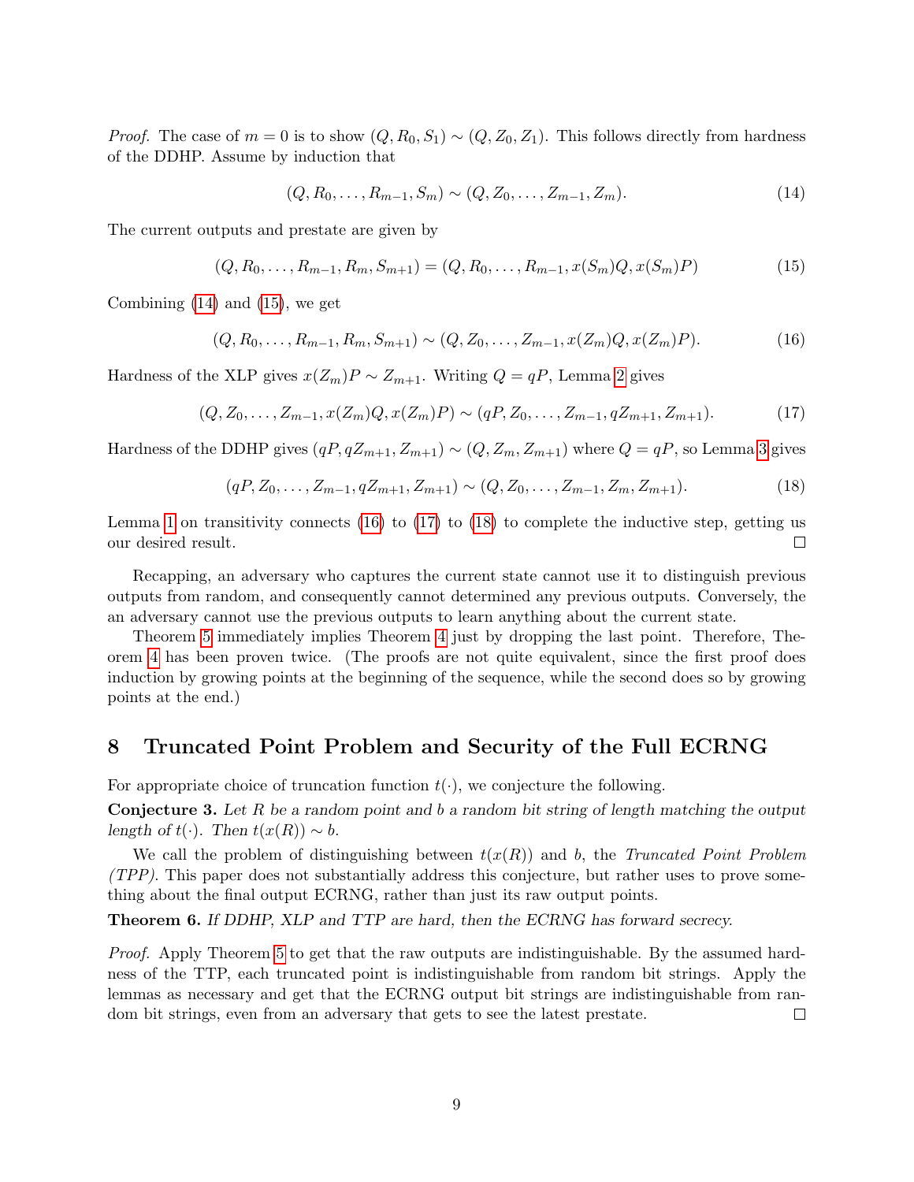*Proof.* The case of $m = 0$ is to show $(Q, R_0, S_1) \sim (Q, Z_0, Z_1)$. This follows directly from hardness of the DDHP. Assume by induction that

$$(Q, R_0, \ldots, R_{m-1}, S_m) \sim (Q, Z_0, \ldots, Z_{m-1}, Z_m). \tag{14}$$

The current outputs and prestate are given by

$$(Q, R_0, \ldots, R_{m-1}, R_m, S_{m+1}) = (Q, R_0, \ldots, R_{m-1}, x(S_m)Q, x(S_m)P) \tag{15}$$

Combining (14) and (15), we get

$$(Q, R_0, \ldots, R_{m-1}, R_m, S_{m+1}) \sim (Q, Z_0, \ldots, Z_{m-1}, x(Z_m)Q, x(Z_m)P). \tag{16}$$

Hardness of the XLP gives $x(Z_m)P \sim Z_{m+1}$. Writing $Q = qP$, Lemma 2 gives

$$(Q, Z_0, \ldots, Z_{m-1}, x(Z_m)Q, x(Z_m)P) \sim (qP, Z_0, \ldots, Z_{m-1}, qZ_{m+1}, Z_{m+1}). \tag{17}$$

Hardness of the DDHP gives $(qP, qZ_{m+1}, Z_{m+1}) \sim (Q, Z_m, Z_{m+1})$ where $Q = qP$, so Lemma 3 gives

$$(qP, Z_0, \ldots, Z_{m-1}, qZ_{m+1}, Z_{m+1}) \sim (Q, Z_0, \ldots, Z_{m-1}, Z_m, Z_{m+1}). \tag{18}$$

Lemma 1 on transitivity connects (16) to (17) to (18) to complete the inductive step, getting us our desired result. □

Recapping, an adversary who captures the current state cannot use it to distinguish previous outputs from random, and consequently cannot determined any previous outputs. Conversely, the an adversary cannot use the previous outputs to learn anything about the current state.

Theorem 5 immediately implies Theorem 4 just by dropping the last point. Therefore, Theorem 4 has been proven twice. (The proofs are not quite equivalent, since the first proof does induction by growing points at the beginning of the sequence, while the second does so by growing points at the end.)

## 8 Truncated Point Problem and Security of the Full ECRNG

For appropriate choice of truncation function $t(\cdot)$, we conjecture the following.

**Conjecture 3.** *Let $R$ be a random point and $b$ a random bit string of length matching the output length of $t(\cdot)$. Then $t(x(R)) \sim b$.*

We call the problem of distinguishing between $t(x(R))$ and $b$, the *Truncated Point Problem (TPP)*. This paper does not substantially address this conjecture, but rather uses to prove something about the final output ECRNG, rather than just its raw output points.

**Theorem 6.** *If DDHP, XLP and TTP are hard, then the ECRNG has forward secrecy.*

*Proof.* Apply Theorem 5 to get that the raw outputs are indistinguishable. By the assumed hardness of the TTP, each truncated point is indistinguishable from random bit strings. Apply the lemmas as necessary and get that the ECRNG output bit strings are indistinguishable from random bit strings, even from an adversary that gets to see the latest prestate. □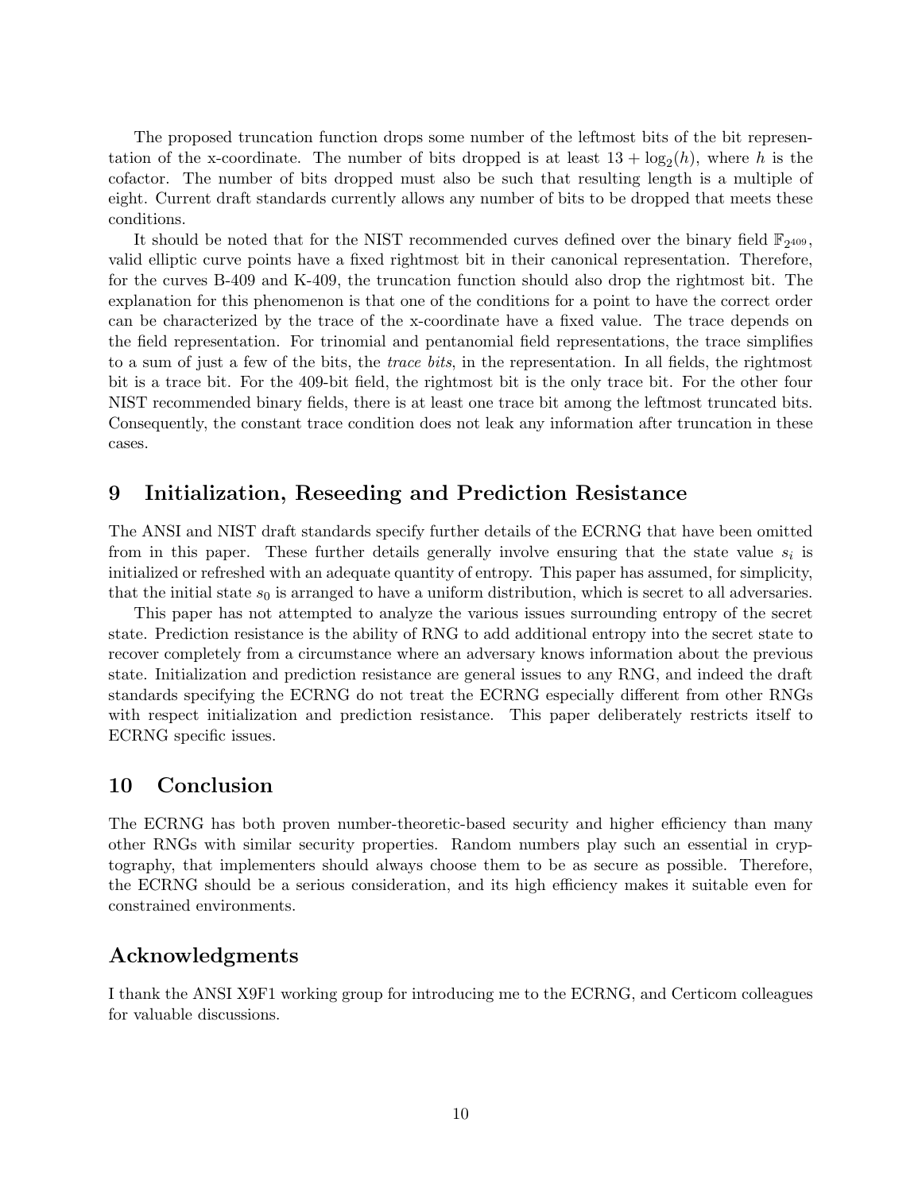The proposed truncation function drops some number of the leftmost bits of the bit representation of the x-coordinate. The number of bits dropped is at least $13 + \log_2(h)$, where $h$ is the cofactor. The number of bits dropped must also be such that resulting length is a multiple of eight. Current draft standards currently allows any number of bits to be dropped that meets these conditions.

It should be noted that for the NIST recommended curves defined over the binary field $\mathbb{F}_{2^{409}}$, valid elliptic curve points have a fixed rightmost bit in their canonical representation. Therefore, for the curves B-409 and K-409, the truncation function should also drop the rightmost bit. The explanation for this phenomenon is that one of the conditions for a point to have the correct order can be characterized by the trace of the x-coordinate have a fixed value. The trace depends on the field representation. For trinomial and pentanomial field representations, the trace simplifies to a sum of just a few of the bits, the *trace bits*, in the representation. In all fields, the rightmost bit is a trace bit. For the 409-bit field, the rightmost bit is the only trace bit. For the other four NIST recommended binary fields, there is at least one trace bit among the leftmost truncated bits. Consequently, the constant trace condition does not leak any information after truncation in these cases.

## 9 Initialization, Reseeding and Prediction Resistance

The ANSI and NIST draft standards specify further details of the ECRNG that have been omitted from in this paper. These further details generally involve ensuring that the state value $s_i$ is initialized or refreshed with an adequate quantity of entropy. This paper has assumed, for simplicity, that the initial state $s_0$ is arranged to have a uniform distribution, which is secret to all adversaries.

This paper has not attempted to analyze the various issues surrounding entropy of the secret state. Prediction resistance is the ability of RNG to add additional entropy into the secret state to recover completely from a circumstance where an adversary knows information about the previous state. Initialization and prediction resistance are general issues to any RNG, and indeed the draft standards specifying the ECRNG do not treat the ECRNG especially different from other RNGs with respect initialization and prediction resistance. This paper deliberately restricts itself to ECRNG specific issues.

## 10 Conclusion

The ECRNG has both proven number-theoretic-based security and higher efficiency than many other RNGs with similar security properties. Random numbers play such an essential in cryptography, that implementers should always choose them to be as secure as possible. Therefore, the ECRNG should be a serious consideration, and its high efficiency makes it suitable even for constrained environments.

## Acknowledgments

I thank the ANSI X9F1 working group for introducing me to the ECRNG, and Certicom colleagues for valuable discussions.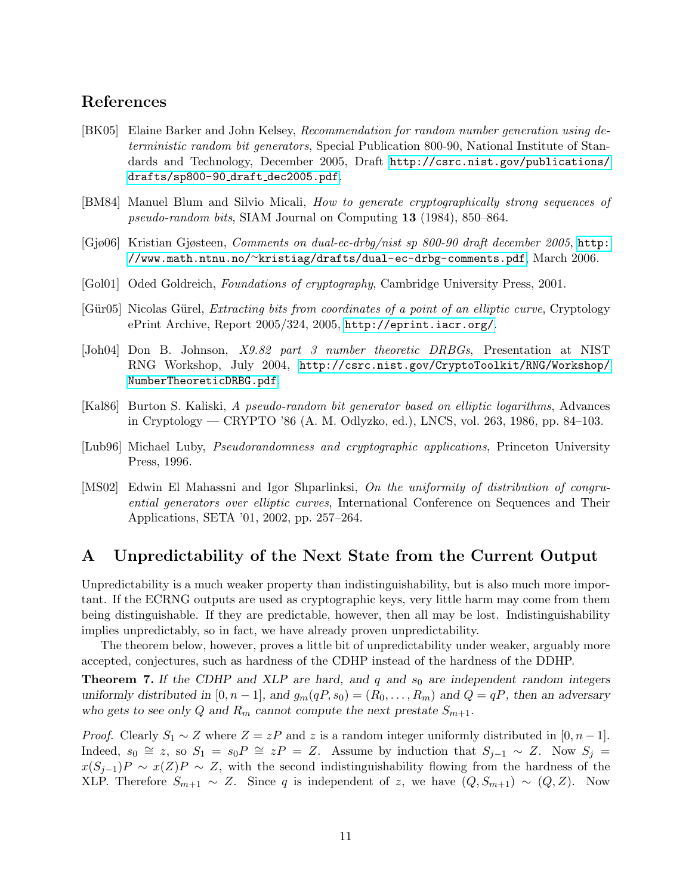## References

[BK05] Elaine Barker and John Kelsey, *Recommendation for random number generation using deterministic random bit generators*, Special Publication 800-90, National Institute of Standards and Technology, December 2005, Draft http://csrc.nist.gov/publications/drafts/sp800-90_draft_dec2005.pdf.

[BM84] Manuel Blum and Silvio Micali, *How to generate cryptographically strong sequences of pseudo-random bits*, SIAM Journal on Computing **13** (1984), 850–864.

[Gjø06] Kristian Gjøsteen, *Comments on dual-ec-drbg/nist sp 800-90 draft december 2005*, http://www.math.ntnu.no/~kristiag/drafts/dual-ec-drbg-comments.pdf, March 2006.

[Gol01] Oded Goldreich, *Foundations of cryptography*, Cambridge University Press, 2001.

[Gür05] Nicolas Gürel, *Extracting bits from coordinates of a point of an elliptic curve*, Cryptology ePrint Archive, Report 2005/324, 2005, http://eprint.iacr.org/.

[Joh04] Don B. Johnson, *X9.82 part 3 number theoretic DRBGs*, Presentation at NIST RNG Workshop, July 2004, http://csrc.nist.gov/CryptoToolkit/RNG/Workshop/NumberTheoreticDRBG.pdf.

[Kal86] Burton S. Kaliski, *A pseudo-random bit generator based on elliptic logarithms*, Advances in Cryptology — CRYPTO '86 (A. M. Odlyzko, ed.), LNCS, vol. 263, 1986, pp. 84–103.

[Lub96] Michael Luby, *Pseudorandomness and cryptographic applications*, Princeton University Press, 1996.

[MS02] Edwin El Mahassni and Igor Shparlinksi, *On the uniformity of distribution of congruential generators over elliptic curves*, International Conference on Sequences and Their Applications, SETA '01, 2002, pp. 257–264.

## A Unpredictability of the Next State from the Current Output

Unpredictability is a much weaker property than indistinguishability, but is also much more important. If the ECRNG outputs are used as cryptographic keys, very little harm may come from them being distinguishable. If they are predictable, however, then all may be lost. Indistinguishability implies unpredictably, so in fact, we have already proven unpredictability.

The theorem below, however, proves a little bit of unpredictability under weaker, arguably more accepted, conjectures, such as hardness of the CDHP instead of the hardness of the DDHP.

**Theorem 7.** *If the CDHP and XLP are hard, and $q$ and $s_0$ are independent random integers uniformly distributed in $[0, n-1]$, and $g_m(qP, s_0) = (R_0, \dots, R_m)$ and $Q = qP$, then an adversary who gets to see only $Q$ and $R_m$ cannot compute the next prestate $S_{m+1}$.*

*Proof.* Clearly $S_1 \sim Z$ where $Z = zP$ and $z$ is a random integer uniformly distributed in $[0, n-1]$. Indeed, $s_0 \cong z$, so $S_1 = s_0P \cong zP = Z$. Assume by induction that $S_{j-1} \sim Z$. Now $S_j = x(S_{j-1})P \sim x(Z)P \sim Z$, with the second indistinguishability flowing from the hardness of the XLP. Therefore $S_{m+1} \sim Z$. Since $q$ is independent of $z$, we have $(Q, S_{m+1}) \sim (Q, Z)$. Now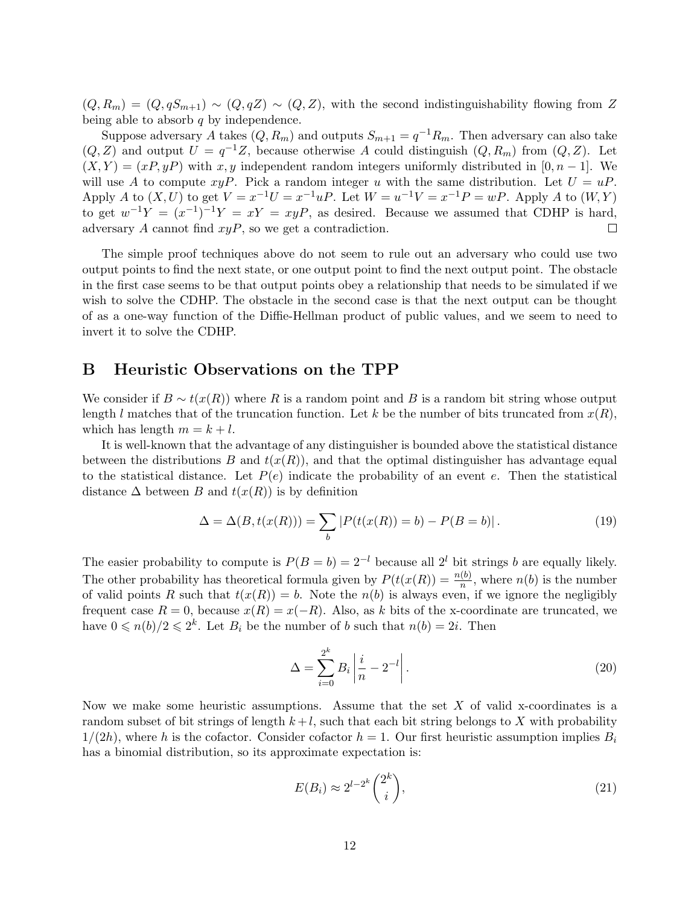$(Q, R_m) = (Q, qS_{m+1}) \sim (Q, qZ) \sim (Q, Z)$, with the second indistinguishability flowing from $Z$ being able to absorb $q$ by independence.

Suppose adversary $A$ takes $(Q, R_m)$ and outputs $S_{m+1} = q^{-1}R_m$. Then adversary can also take $(Q, Z)$ and output $U = q^{-1}Z$, because otherwise $A$ could distinguish $(Q, R_m)$ from $(Q, Z)$. Let $(X, Y) = (xP, yP)$ with $x, y$ independent random integers uniformly distributed in $[0, n-1]$. We will use $A$ to compute $xyP$. Pick a random integer $u$ with the same distribution. Let $U = uP$. Apply $A$ to $(X, U)$ to get $V = x^{-1}U = x^{-1}uP$. Let $W = u^{-1}V = x^{-1}P = wP$. Apply $A$ to $(W, Y)$ to get $w^{-1}Y = (x^{-1})^{-1}Y = xY = xyP$, as desired. Because we assumed that CDHP is hard, adversary $A$ cannot find $xyP$, so we get a contradiction. □

The simple proof techniques above do not seem to rule out an adversary who could use two output points to find the next state, or one output point to find the next output point. The obstacle in the first case seems to be that output points obey a relationship that needs to be simulated if we wish to solve the CDHP. The obstacle in the second case is that the next output can be thought of as a one-way function of the Diffie-Hellman product of public values, and we seem to need to invert it to solve the CDHP.

## B Heuristic Observations on the TPP

We consider if $B \sim t(x(R))$ where $R$ is a random point and $B$ is a random bit string whose output length $l$ matches that of the truncation function. Let $k$ be the number of bits truncated from $x(R)$, which has length $m = k + l$.

It is well-known that the advantage of any distinguisher is bounded above the statistical distance between the distributions $B$ and $t(x(R))$, and that the optimal distinguisher has advantage equal to the statistical distance. Let $P(e)$ indicate the probability of an event $e$. Then the statistical distance $\Delta$ between $B$ and $t(x(R))$ is by definition

$$\Delta = \Delta(B, t(x(R))) = \sum_b |P(t(x(R)) = b) - P(B = b)|. \tag{19}$$

The easier probability to compute is $P(B = b) = 2^{-l}$ because all $2^l$ bit strings $b$ are equally likely. The other probability has theoretical formula given by $P(t(x(R)) = \frac{n(b)}{n}$, where $n(b)$ is the number of valid points $R$ such that $t(x(R)) = b$. Note the $n(b)$ is always even, if we ignore the negligibly frequent case $R = 0$, because $x(R) = x(-R)$. Also, as $k$ bits of the x-coordinate are truncated, we have $0 \leqslant n(b)/2 \leqslant 2^k$. Let $B_i$ be the number of $b$ such that $n(b) = 2i$. Then

$$\Delta = \sum_{i=0}^{2^k} B_i \left| \frac{i}{n} - 2^{-l} \right|. \tag{20}$$

Now we make some heuristic assumptions. Assume that the set $X$ of valid x-coordinates is a random subset of bit strings of length $k+l$, such that each bit string belongs to $X$ with probability $1/(2h)$, where $h$ is the cofactor. Consider cofactor $h = 1$. Our first heuristic assumption implies $B_i$ has a binomial distribution, so its approximate expectation is:

$$E(B_i) \approx 2^{l-2^k} \binom{2^k}{i}, \tag{21}$$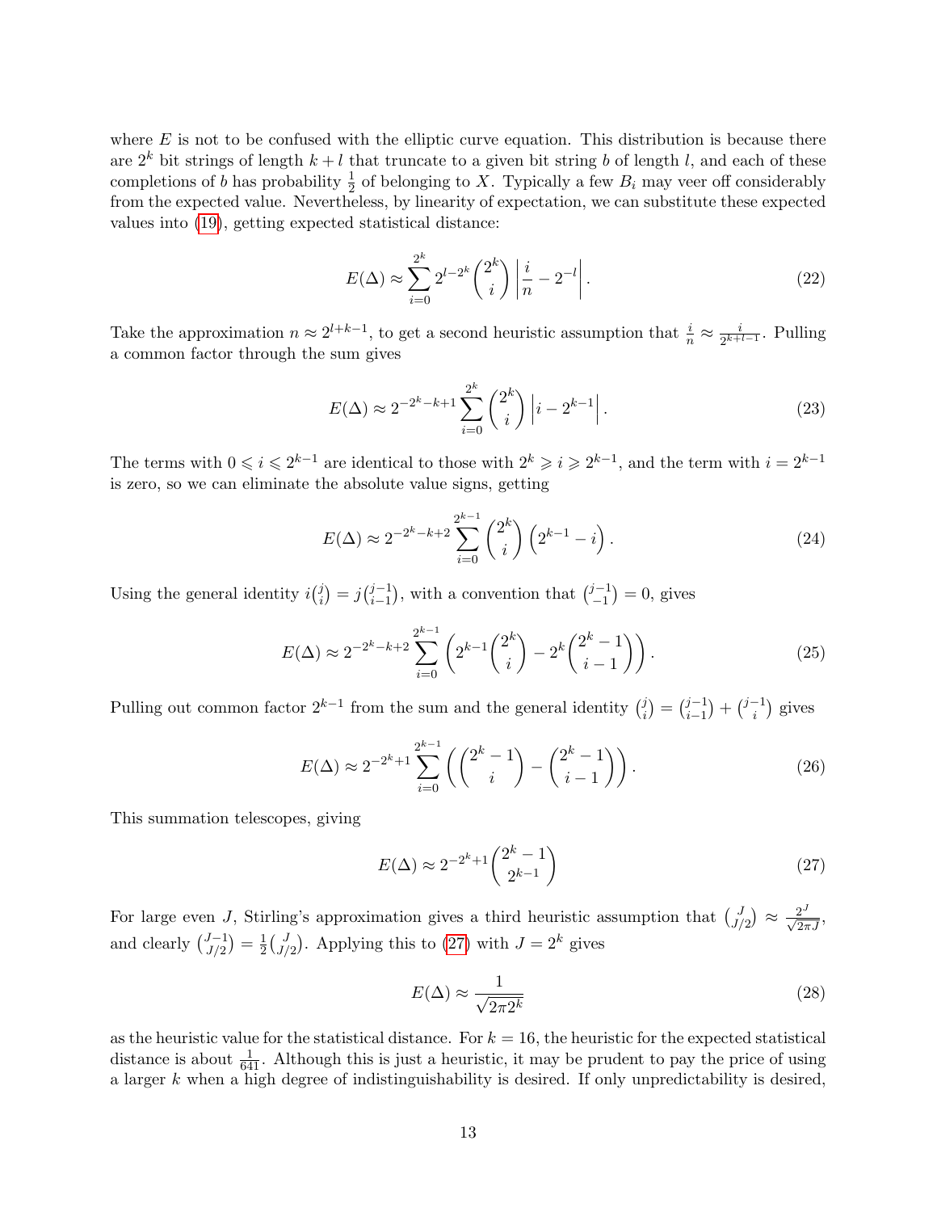where $E$ is not to be confused with the elliptic curve equation. This distribution is because there are $2^k$ bit strings of length $k+l$ that truncate to a given bit string $b$ of length $l$, and each of these completions of $b$ has probability $\frac{1}{2}$ of belonging to $X$. Typically a few $B_i$ may veer off considerably from the expected value. Nevertheless, by linearity of expectation, we can substitute these expected values into (19), getting expected statistical distance:

$$E(\Delta) \approx \sum_{i=0}^{2^k} 2^{l-2^k} \binom{2^k}{i} \left| \frac{i}{n} - 2^{-l} \right|. \tag{22}$$

Take the approximation $n \approx 2^{l+k-1}$, to get a second heuristic assumption that $\frac{i}{n} \approx \frac{i}{2^{k+l-1}}$. Pulling a common factor through the sum gives

$$E(\Delta) \approx 2^{-2^k-k+1} \sum_{i=0}^{2^k} \binom{2^k}{i} \left| i - 2^{k-1} \right|. \tag{23}$$

The terms with $0 \leqslant i \leqslant 2^{k-1}$ are identical to those with $2^k \geqslant i \geqslant 2^{k-1}$, and the term with $i = 2^{k-1}$ is zero, so we can eliminate the absolute value signs, getting

$$E(\Delta) \approx 2^{-2^k-k+2} \sum_{i=0}^{2^{k-1}} \binom{2^k}{i} \left( 2^{k-1} - i \right). \tag{24}$$

Using the general identity $i\binom{j}{i} = j\binom{j-1}{i-1}$, with a convention that $\binom{j-1}{-1} = 0$, gives

$$E(\Delta) \approx 2^{-2^k-k+2} \sum_{i=0}^{2^{k-1}} \left( 2^{k-1}\binom{2^k}{i} - 2^k \binom{2^k-1}{i-1} \right). \tag{25}$$

Pulling out common factor $2^{k-1}$ from the sum and the general identity $\binom{j}{i} = \binom{j-1}{i-1} + \binom{j-1}{i}$ gives

$$E(\Delta) \approx 2^{-2^k+1} \sum_{i=0}^{2^{k-1}} \left( \binom{2^k-1}{i} - \binom{2^k-1}{i-1} \right). \tag{26}$$

This summation telescopes, giving

$$E(\Delta) \approx 2^{-2^k+1} \binom{2^k-1}{2^{k-1}} \tag{27}$$

For large even $J$, Stirling's approximation gives a third heuristic assumption that $\binom{J}{J/2} \approx \frac{2^J}{\sqrt{2\pi J}}$, and clearly $\binom{J-1}{J/2} = \frac{1}{2}\binom{J}{J/2}$. Applying this to (27) with $J = 2^k$ gives

$$E(\Delta) \approx \frac{1}{\sqrt{2\pi 2^k}} \tag{28}$$

as the heuristic value for the statistical distance. For $k = 16$, the heuristic for the expected statistical distance is about $\frac{1}{641}$. Although this is just a heuristic, it may be prudent to pay the price of using a larger $k$ when a high degree of indistinguishability is desired. If only unpredictability is desired,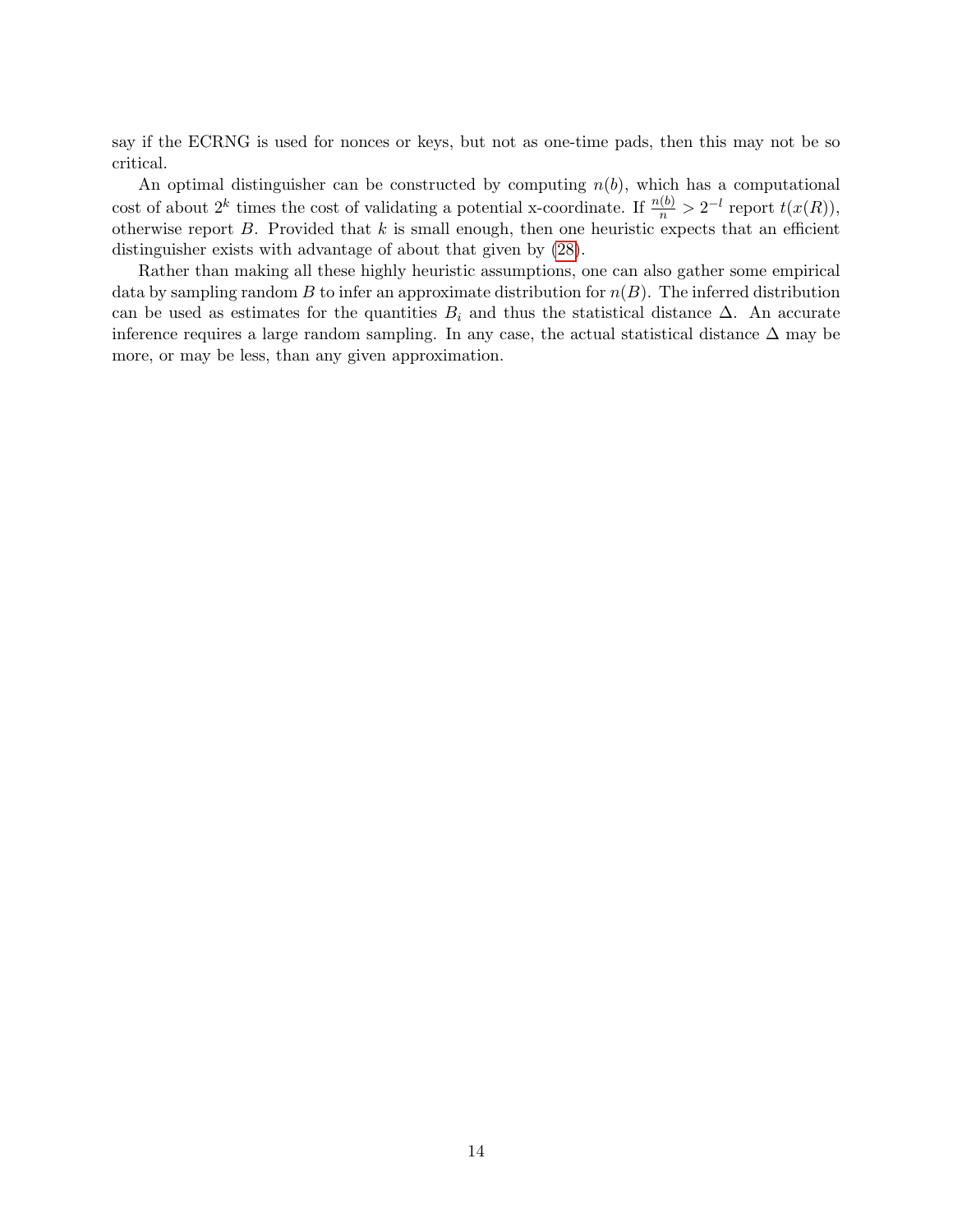say if the ECRNG is used for nonces or keys, but not as one-time pads, then this may not be so critical.

An optimal distinguisher can be constructed by computing $n(b)$, which has a computational cost of about $2^k$ times the cost of validating a potential x-coordinate. If $\frac{n(b)}{n} > 2^{-l}$ report $t(x(R))$, otherwise report $B$. Provided that $k$ is small enough, then one heuristic expects that an efficient distinguisher exists with advantage of about that given by (28).

Rather than making all these highly heuristic assumptions, one can also gather some empirical data by sampling random $B$ to infer an approximate distribution for $n(B)$. The inferred distribution can be used as estimates for the quantities $B_i$ and thus the statistical distance $\Delta$. An accurate inference requires a large random sampling. In any case, the actual statistical distance $\Delta$ may be more, or may be less, than any given approximation.